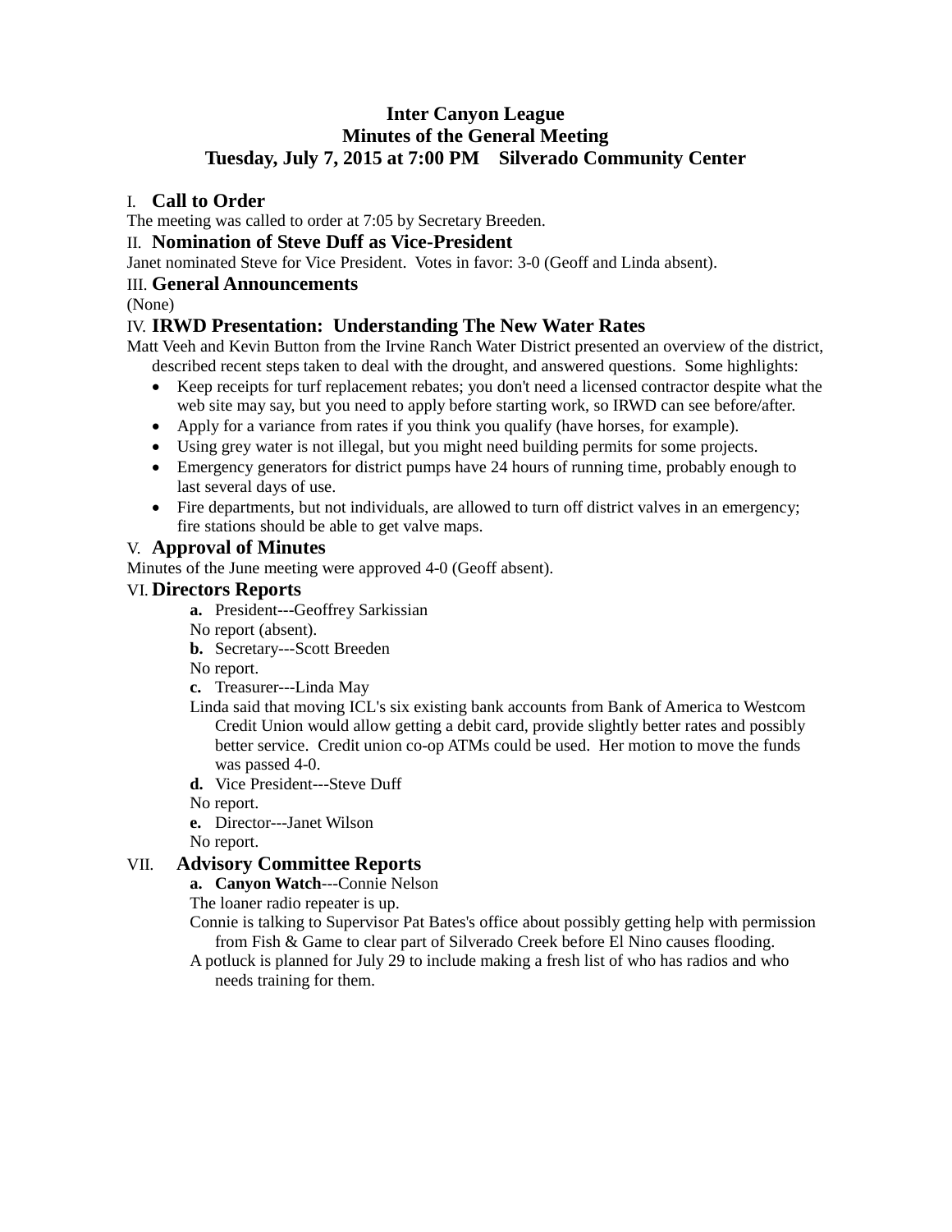# Inter Canyon League
## Minutes of the General Meeting
## Tuesday, July 7, 2015 at 7:00 PM Silverado Community Center

### I. Call to Order

The meeting was called to order at 7:05 by Secretary Breeden.

### II. Nomination of Steve Duff as Vice-President

Janet nominated Steve for Vice President. Votes in favor: 3-0 (Geoff and Linda absent).

### III. General Announcements

(None)

### IV. IRWD Presentation: Understanding The New Water Rates

Matt Veeh and Kevin Button from the Irvine Ranch Water District presented an overview of the district, described recent steps taken to deal with the drought, and answered questions. Some highlights:

- Keep receipts for turf replacement rebates; you don't need a licensed contractor despite what the web site may say, but you need to apply before starting work, so IRWD can see before/after.
- Apply for a variance from rates if you think you qualify (have horses, for example).
- Using grey water is not illegal, but you might need building permits for some projects.
- Emergency generators for district pumps have 24 hours of running time, probably enough to last several days of use.
- Fire departments, but not individuals, are allowed to turn off district valves in an emergency; fire stations should be able to get valve maps.

### V. Approval of Minutes

Minutes of the June meeting were approved 4-0 (Geoff absent).

### VI. Directors Reports

**a.** President---Geoffrey Sarkissian

No report (absent).

**b.** Secretary---Scott Breeden

No report.

**c.** Treasurer---Linda May

Linda said that moving ICL's six existing bank accounts from Bank of America to Westcom Credit Union would allow getting a debit card, provide slightly better rates and possibly better service. Credit union co-op ATMs could be used. Her motion to move the funds was passed 4-0.

**d.** Vice President---Steve Duff

No report.

**e.** Director---Janet Wilson

No report.

### VII. Advisory Committee Reports

**a. Canyon Watch**---Connie Nelson

The loaner radio repeater is up.

Connie is talking to Supervisor Pat Bates's office about possibly getting help with permission from Fish & Game to clear part of Silverado Creek before El Nino causes flooding.

A potluck is planned for July 29 to include making a fresh list of who has radios and who needs training for them.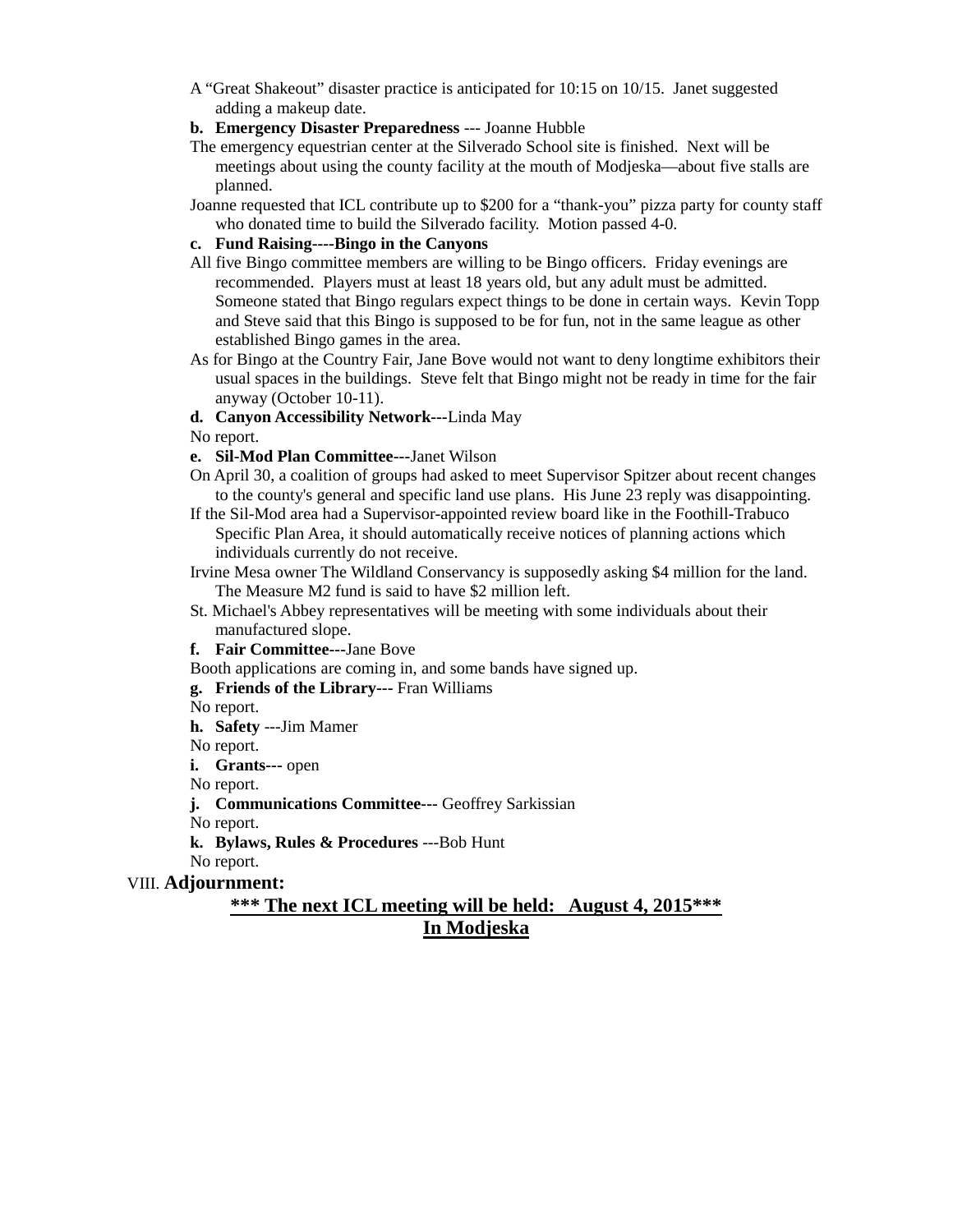A “Great Shakeout” disaster practice is anticipated for 10:15 on 10/15. Janet suggested adding a makeup date.

**b. Emergency Disaster Preparedness** --- Joanne Hubble

The emergency equestrian center at the Silverado School site is finished. Next will be meetings about using the county facility at the mouth of Modjeska—about five stalls are planned.

Joanne requested that ICL contribute up to $200 for a “thank-you” pizza party for county staff who donated time to build the Silverado facility. Motion passed 4-0.

**c. Fund Raising----Bingo in the Canyons**

All five Bingo committee members are willing to be Bingo officers. Friday evenings are recommended. Players must at least 18 years old, but any adult must be admitted. Someone stated that Bingo regulars expect things to be done in certain ways. Kevin Topp and Steve said that this Bingo is supposed to be for fun, not in the same league as other established Bingo games in the area.

As for Bingo at the Country Fair, Jane Bove would not want to deny longtime exhibitors their usual spaces in the buildings. Steve felt that Bingo might not be ready in time for the fair anyway (October 10-11).

**d. Canyon Accessibility Network---**Linda May

No report.

**e. Sil-Mod Plan Committee---**Janet Wilson

On April 30, a coalition of groups had asked to meet Supervisor Spitzer about recent changes to the county's general and specific land use plans. His June 23 reply was disappointing.

If the Sil-Mod area had a Supervisor-appointed review board like in the Foothill-Trabuco Specific Plan Area, it should automatically receive notices of planning actions which individuals currently do not receive.

Irvine Mesa owner The Wildland Conservancy is supposedly asking $4 million for the land. The Measure M2 fund is said to have $2 million left.

St. Michael's Abbey representatives will be meeting with some individuals about their manufactured slope.

**f. Fair Committee---**Jane Bove

Booth applications are coming in, and some bands have signed up.

**g. Friends of the Library---** Fran Williams

No report.

**h. Safety** ---Jim Mamer

No report.

**i. Grants---** open

No report.

**j. Communications Committee---** Geoffrey Sarkissian

No report.

**k. Bylaws, Rules & Procedures** ---Bob Hunt

No report.

VIII. **Adjournment:**

**\*\*\* The next ICL meeting will be held: August 4, 2015\*\*\***

**In Modjeska**